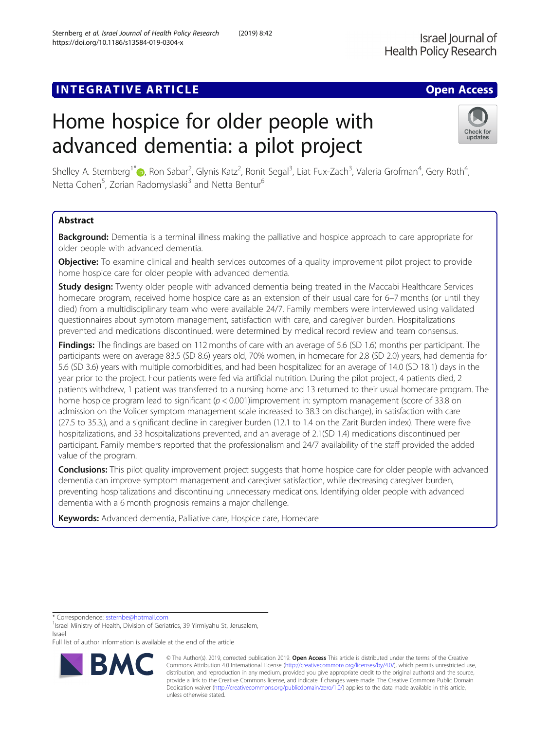INTEGRATIVE ARTICLE

Open Access

# Home hospice for older people with advanced dementia: a pilot project

Shelley A. Sternberg[1*], Ron Sabar[2], Glynis Katz[2], Ronit Segal[3], Liat Fux-Zach[3], Valeria Grofman[4], Gery Roth[4], Netta Cohen[5], Zorian Radomyslaski[3] and Netta Bentur[6]

## Abstract

**Background:** Dementia is a terminal illness making the palliative and hospice approach to care appropriate for older people with advanced dementia.

**Objective:** To examine clinical and health services outcomes of a quality improvement pilot project to provide home hospice care for older people with advanced dementia.

**Study design:** Twenty older people with advanced dementia being treated in the Maccabi Healthcare Services homecare program, received home hospice care as an extension of their usual care for 6–7 months (or until they died) from a multidisciplinary team who were available 24/7. Family members were interviewed using validated questionnaires about symptom management, satisfaction with care, and caregiver burden. Hospitalizations prevented and medications discontinued, were determined by medical record review and team consensus.

**Findings:** The findings are based on 112 months of care with an average of 5.6 (SD 1.6) months per participant. The participants were on average 83.5 (SD 8.6) years old, 70% women, in homecare for 2.8 (SD 2.0) years, had dementia for 5.6 (SD 3.6) years with multiple comorbidities, and had been hospitalized for an average of 14.0 (SD 18.1) days in the year prior to the project. Four patients were fed via artificial nutrition. During the pilot project, 4 patients died, 2 patients withdrew, 1 patient was transferred to a nursing home and 13 returned to their usual homecare program. The home hospice program lead to significant ($p < 0.001$)improvement in: symptom management (score of 33.8 on admission on the Volicer symptom management scale increased to 38.3 on discharge), in satisfaction with care (27.5 to 35.3,), and a significant decline in caregiver burden (12.1 to 1.4 on the Zarit Burden index). There were five hospitalizations, and 33 hospitalizations prevented, and an average of 2.1(SD 1.4) medications discontinued per participant. Family members reported that the professionalism and 24/7 availability of the staff provided the added value of the program.

**Conclusions:** This pilot quality improvement project suggests that home hospice care for older people with advanced dementia can improve symptom management and caregiver satisfaction, while decreasing caregiver burden, preventing hospitalizations and discontinuing unnecessary medications. Identifying older people with advanced dementia with a 6 month prognosis remains a major challenge.

**Keywords:** Advanced dementia, Palliative care, Hospice care, Homecare

---

* Correspondence: ssternbe@hotmail.com

[1]Israel Ministry of Health, Division of Geriatrics, 39 Yirmiyahu St, Jerusalem, Israel

Full list of author information is available at the end of the article

© The Author(s). 2019, corrected publication 2019. **Open Access** This article is distributed under the terms of the Creative Commons Attribution 4.0 International License (http://creativecommons.org/licenses/by/4.0/), which permits unrestricted use, distribution, and reproduction in any medium, provided you give appropriate credit to the original author(s) and the source, provide a link to the Creative Commons license, and indicate if changes were made. The Creative Commons Public Domain Dedication waiver (http://creativecommons.org/publicdomain/zero/1.0/) applies to the data made available in this article, unless otherwise stated.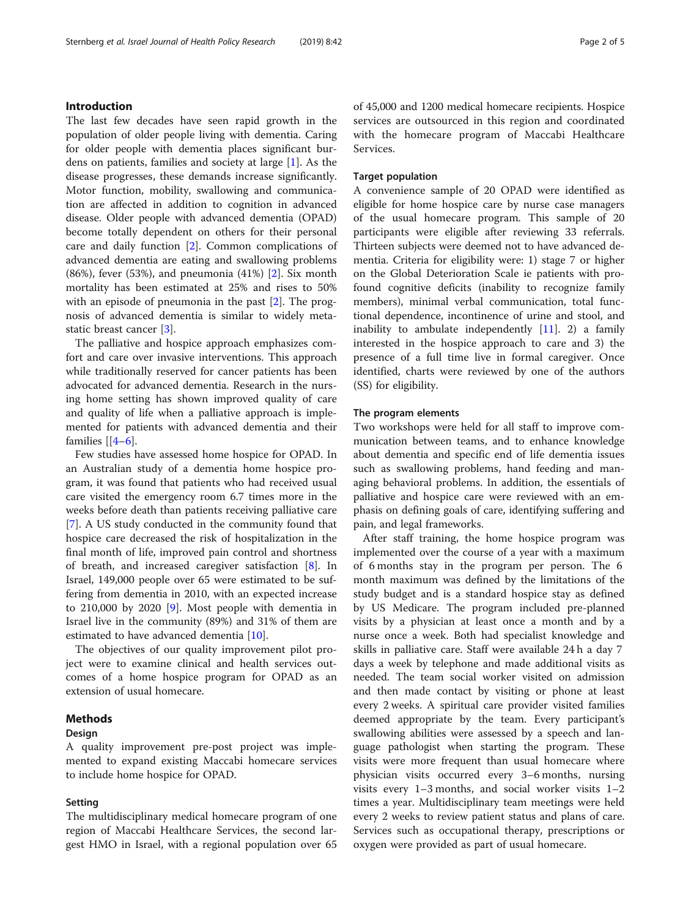## Introduction

The last few decades have seen rapid growth in the population of older people living with dementia. Caring for older people with dementia places significant burdens on patients, families and society at large [1]. As the disease progresses, these demands increase significantly. Motor function, mobility, swallowing and communication are affected in addition to cognition in advanced disease. Older people with advanced dementia (OPAD) become totally dependent on others for their personal care and daily function [2]. Common complications of advanced dementia are eating and swallowing problems (86%), fever (53%), and pneumonia (41%) [2]. Six month mortality has been estimated at 25% and rises to 50% with an episode of pneumonia in the past [2]. The prognosis of advanced dementia is similar to widely metastatic breast cancer [3].

The palliative and hospice approach emphasizes comfort and care over invasive interventions. This approach while traditionally reserved for cancer patients has been advocated for advanced dementia. Research in the nursing home setting has shown improved quality of care and quality of life when a palliative approach is implemented for patients with advanced dementia and their families [[4–6].

Few studies have assessed home hospice for OPAD. In an Australian study of a dementia home hospice program, it was found that patients who had received usual care visited the emergency room 6.7 times more in the weeks before death than patients receiving palliative care [7]. A US study conducted in the community found that hospice care decreased the risk of hospitalization in the final month of life, improved pain control and shortness of breath, and increased caregiver satisfaction [8]. In Israel, 149,000 people over 65 were estimated to be suffering from dementia in 2010, with an expected increase to 210,000 by 2020 [9]. Most people with dementia in Israel live in the community (89%) and 31% of them are estimated to have advanced dementia [10].

The objectives of our quality improvement pilot project were to examine clinical and health services outcomes of a home hospice program for OPAD as an extension of usual homecare.

## Methods

### Design

A quality improvement pre-post project was implemented to expand existing Maccabi homecare services to include home hospice for OPAD.

### Setting

The multidisciplinary medical homecare program of one region of Maccabi Healthcare Services, the second largest HMO in Israel, with a regional population over 65 of 45,000 and 1200 medical homecare recipients. Hospice services are outsourced in this region and coordinated with the homecare program of Maccabi Healthcare Services.

### Target population

A convenience sample of 20 OPAD were identified as eligible for home hospice care by nurse case managers of the usual homecare program. This sample of 20 participants were eligible after reviewing 33 referrals. Thirteen subjects were deemed not to have advanced dementia. Criteria for eligibility were: 1) stage 7 or higher on the Global Deterioration Scale ie patients with profound cognitive deficits (inability to recognize family members), minimal verbal communication, total functional dependence, incontinence of urine and stool, and inability to ambulate independently [11]. 2) a family interested in the hospice approach to care and 3) the presence of a full time live in formal caregiver. Once identified, charts were reviewed by one of the authors (SS) for eligibility.

### The program elements

Two workshops were held for all staff to improve communication between teams, and to enhance knowledge about dementia and specific end of life dementia issues such as swallowing problems, hand feeding and managing behavioral problems. In addition, the essentials of palliative and hospice care were reviewed with an emphasis on defining goals of care, identifying suffering and pain, and legal frameworks.

After staff training, the home hospice program was implemented over the course of a year with a maximum of 6 months stay in the program per person. The 6 month maximum was defined by the limitations of the study budget and is a standard hospice stay as defined by US Medicare. The program included pre-planned visits by a physician at least once a month and by a nurse once a week. Both had specialist knowledge and skills in palliative care. Staff were available 24 h a day 7 days a week by telephone and made additional visits as needed. The team social worker visited on admission and then made contact by visiting or phone at least every 2 weeks. A spiritual care provider visited families deemed appropriate by the team. Every participant's swallowing abilities were assessed by a speech and language pathologist when starting the program. These visits were more frequent than usual homecare where physician visits occurred every 3–6 months, nursing visits every 1–3 months, and social worker visits 1–2 times a year. Multidisciplinary team meetings were held every 2 weeks to review patient status and plans of care. Services such as occupational therapy, prescriptions or oxygen were provided as part of usual homecare.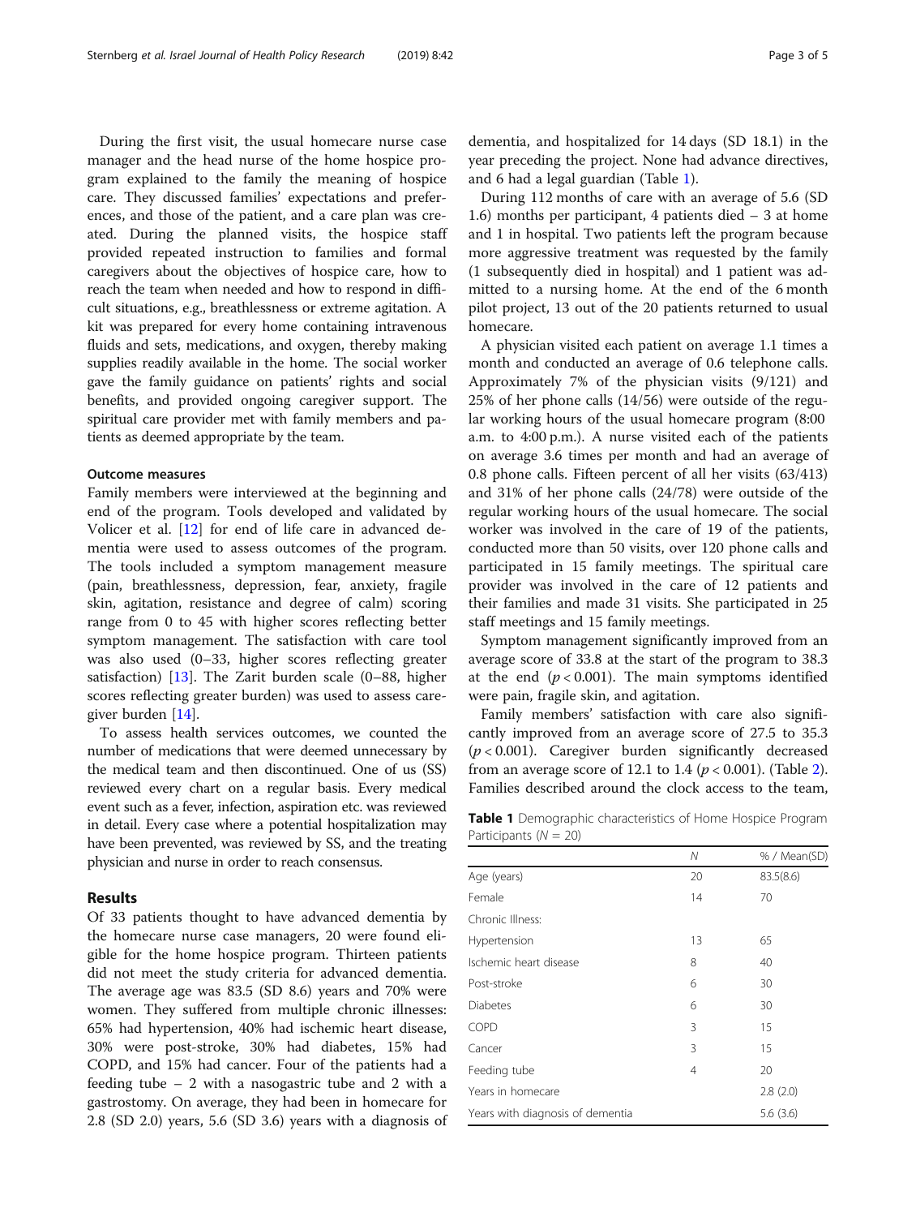During the first visit, the usual homecare nurse case manager and the head nurse of the home hospice program explained to the family the meaning of hospice care. They discussed families' expectations and preferences, and those of the patient, and a care plan was created. During the planned visits, the hospice staff provided repeated instruction to families and formal caregivers about the objectives of hospice care, how to reach the team when needed and how to respond in difficult situations, e.g., breathlessness or extreme agitation. A kit was prepared for every home containing intravenous fluids and sets, medications, and oxygen, thereby making supplies readily available in the home. The social worker gave the family guidance on patients' rights and social benefits, and provided ongoing caregiver support. The spiritual care provider met with family members and patients as deemed appropriate by the team.

### Outcome measures

Family members were interviewed at the beginning and end of the program. Tools developed and validated by Volicer et al. [12] for end of life care in advanced dementia were used to assess outcomes of the program. The tools included a symptom management measure (pain, breathlessness, depression, fear, anxiety, fragile skin, agitation, resistance and degree of calm) scoring range from 0 to 45 with higher scores reflecting better symptom management. The satisfaction with care tool was also used (0–33, higher scores reflecting greater satisfaction) [13]. The Zarit burden scale (0–88, higher scores reflecting greater burden) was used to assess caregiver burden [14].

To assess health services outcomes, we counted the number of medications that were deemed unnecessary by the medical team and then discontinued. One of us (SS) reviewed every chart on a regular basis. Every medical event such as a fever, infection, aspiration etc. was reviewed in detail. Every case where a potential hospitalization may have been prevented, was reviewed by SS, and the treating physician and nurse in order to reach consensus.

## Results

Of 33 patients thought to have advanced dementia by the homecare nurse case managers, 20 were found eligible for the home hospice program. Thirteen patients did not meet the study criteria for advanced dementia. The average age was 83.5 (SD 8.6) years and 70% were women. They suffered from multiple chronic illnesses: 65% had hypertension, 40% had ischemic heart disease, 30% were post-stroke, 30% had diabetes, 15% had COPD, and 15% had cancer. Four of the patients had a feeding tube – 2 with a nasogastric tube and 2 with a gastrostomy. On average, they had been in homecare for 2.8 (SD 2.0) years, 5.6 (SD 3.6) years with a diagnosis of dementia, and hospitalized for 14 days (SD 18.1) in the year preceding the project. None had advance directives, and 6 had a legal guardian (Table 1).

During 112 months of care with an average of 5.6 (SD 1.6) months per participant, 4 patients died – 3 at home and 1 in hospital. Two patients left the program because more aggressive treatment was requested by the family (1 subsequently died in hospital) and 1 patient was admitted to a nursing home. At the end of the 6 month pilot project, 13 out of the 20 patients returned to usual homecare.

A physician visited each patient on average 1.1 times a month and conducted an average of 0.6 telephone calls. Approximately 7% of the physician visits (9/121) and 25% of her phone calls (14/56) were outside of the regular working hours of the usual homecare program (8:00 a.m. to 4:00 p.m.). A nurse visited each of the patients on average 3.6 times per month and had an average of 0.8 phone calls. Fifteen percent of all her visits (63/413) and 31% of her phone calls (24/78) were outside of the regular working hours of the usual homecare. The social worker was involved in the care of 19 of the patients, conducted more than 50 visits, over 120 phone calls and participated in 15 family meetings. The spiritual care provider was involved in the care of 12 patients and their families and made 31 visits. She participated in 25 staff meetings and 15 family meetings.

Symptom management significantly improved from an average score of 33.8 at the start of the program to 38.3 at the end ($p < 0.001$). The main symptoms identified were pain, fragile skin, and agitation.

Family members' satisfaction with care also significantly improved from an average score of 27.5 to 35.3 ($p < 0.001$). Caregiver burden significantly decreased from an average score of 12.1 to 1.4 ($p < 0.001$). (Table 2). Families described around the clock access to the team,

**Table 1** Demographic characteristics of Home Hospice Program Participants ($N = 20$)

| | N | % / Mean(SD) |
|---|---|---|
| Age (years) | 20 | 83.5(8.6) |
| Female | 14 | 70 |
| Chronic Illness: | | |
| Hypertension | 13 | 65 |
| Ischemic heart disease | 8 | 40 |
| Post-stroke | 6 | 30 |
| Diabetes | 6 | 30 |
| COPD | 3 | 15 |
| Cancer | 3 | 15 |
| Feeding tube | 4 | 20 |
| Years in homecare | | 2.8 (2.0) |
| Years with diagnosis of dementia | | 5.6 (3.6) |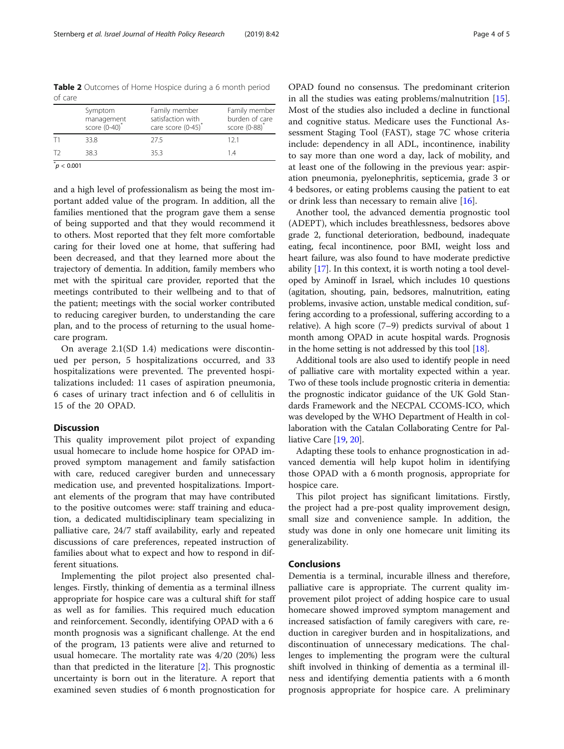**Table 2** Outcomes of Home Hospice during a 6 month period of care

| | Symptom management score (0-40)* | Family member satisfaction with care score (0-45)* | Family member burden of care score (0-88)* |
|---|---|---|---|
| T1 | 33.8 | 27.5 | 12.1 |
| T2 | 38.3 | 35.3 | 1.4 |

*$p < 0.001$

and a high level of professionalism as being the most important added value of the program. In addition, all the families mentioned that the program gave them a sense of being supported and that they would recommend it to others. Most reported that they felt more comfortable caring for their loved one at home, that suffering had been decreased, and that they learned more about the trajectory of dementia. In addition, family members who met with the spiritual care provider, reported that the meetings contributed to their wellbeing and to that of the patient; meetings with the social worker contributed to reducing caregiver burden, to understanding the care plan, and to the process of returning to the usual homecare program.

On average 2.1(SD 1.4) medications were discontinued per person, 5 hospitalizations occurred, and 33 hospitalizations were prevented. The prevented hospitalizations included: 11 cases of aspiration pneumonia, 6 cases of urinary tract infection and 6 of cellulitis in 15 of the 20 OPAD.

## Discussion

This quality improvement pilot project of expanding usual homecare to include home hospice for OPAD improved symptom management and family satisfaction with care, reduced caregiver burden and unnecessary medication use, and prevented hospitalizations. Important elements of the program that may have contributed to the positive outcomes were: staff training and education, a dedicated multidisciplinary team specializing in palliative care, 24/7 staff availability, early and repeated discussions of care preferences, repeated instruction of families about what to expect and how to respond in different situations.

Implementing the pilot project also presented challenges. Firstly, thinking of dementia as a terminal illness appropriate for hospice care was a cultural shift for staff as well as for families. This required much education and reinforcement. Secondly, identifying OPAD with a 6 month prognosis was a significant challenge. At the end of the program, 13 patients were alive and returned to usual homecare. The mortality rate was 4/20 (20%) less than that predicted in the literature [2]. This prognostic uncertainty is born out in the literature. A report that examined seven studies of 6 month prognostication for OPAD found no consensus. The predominant criterion in all the studies was eating problems/malnutrition [15]. Most of the studies also included a decline in functional and cognitive status. Medicare uses the Functional Assessment Staging Tool (FAST), stage 7C whose criteria include: dependency in all ADL, incontinence, inability to say more than one word a day, lack of mobility, and at least one of the following in the previous year: aspiration pneumonia, pyelonephritis, septicemia, grade 3 or 4 bedsores, or eating problems causing the patient to eat or drink less than necessary to remain alive [16].

Another tool, the advanced dementia prognostic tool (ADEPT), which includes breathlessness, bedsores above grade 2, functional deterioration, bedbound, inadequate eating, fecal incontinence, poor BMI, weight loss and heart failure, was also found to have moderate predictive ability [17]. In this context, it is worth noting a tool developed by Aminoff in Israel, which includes 10 questions (agitation, shouting, pain, bedsores, malnutrition, eating problems, invasive action, unstable medical condition, suffering according to a professional, suffering according to a relative). A high score (7–9) predicts survival of about 1 month among OPAD in acute hospital wards. Prognosis in the home setting is not addressed by this tool [18].

Additional tools are also used to identify people in need of palliative care with mortality expected within a year. Two of these tools include prognostic criteria in dementia: the prognostic indicator guidance of the UK Gold Standards Framework and the NECPAL CCOMS-ICO, which was developed by the WHO Department of Health in collaboration with the Catalan Collaborating Centre for Palliative Care [19, 20].

Adapting these tools to enhance prognostication in advanced dementia will help kupot holim in identifying those OPAD with a 6 month prognosis, appropriate for hospice care.

This pilot project has significant limitations. Firstly, the project had a pre-post quality improvement design, small size and convenience sample. In addition, the study was done in only one homecare unit limiting its generalizability.

## Conclusions

Dementia is a terminal, incurable illness and therefore, palliative care is appropriate. The current quality improvement pilot project of adding hospice care to usual homecare showed improved symptom management and increased satisfaction of family caregivers with care, reduction in caregiver burden and in hospitalizations, and discontinuation of unnecessary medications. The challenges to implementing the program were the cultural shift involved in thinking of dementia as a terminal illness and identifying dementia patients with a 6 month prognosis appropriate for hospice care. A preliminary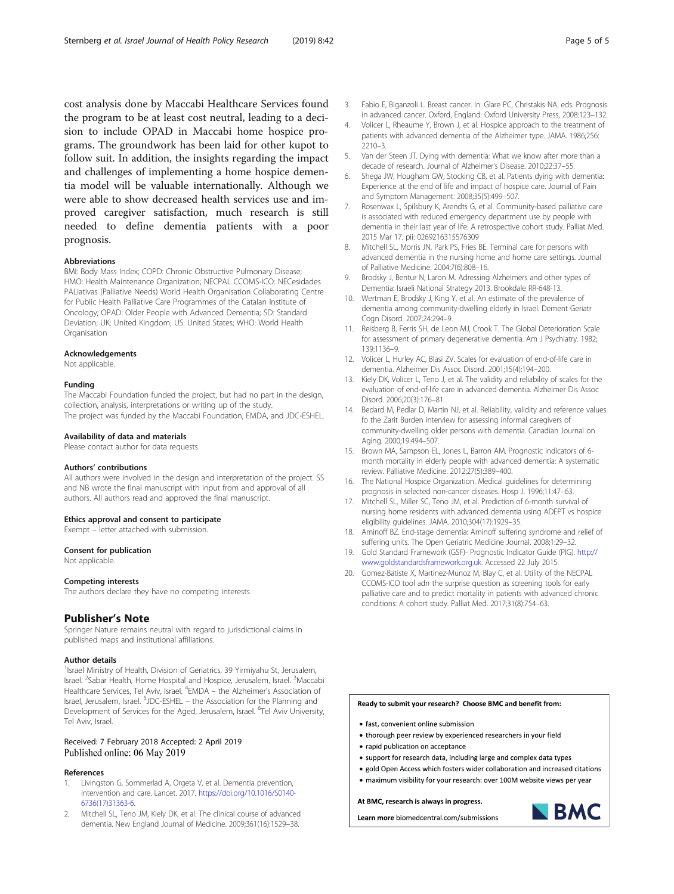cost analysis done by Maccabi Healthcare Services found the program to be at least cost neutral, leading to a decision to include OPAD in Maccabi home hospice programs. The groundwork has been laid for other kupot to follow suit. In addition, the insights regarding the impact and challenges of implementing a home hospice dementia model will be valuable internationally. Although we were able to show decreased health services use and improved caregiver satisfaction, much research is still needed to define dementia patients with a poor prognosis.

### Abbreviations

BMI: Body Mass Index; COPD: Chronic Obstructive Pulmonary Disease; HMO: Health Maintenance Organization; NECPAL CCOMS-ICO: NECesidades PALiativas (Palliative Needs) World Health Organisation Collaborating Centre for Public Health Palliative Care Programmes of the Catalan Institute of Oncology; OPAD: Older People with Advanced Dementia; SD: Standard Deviation; UK: United Kingdom; US: United States; WHO: World Health Organisation

### Acknowledgements

Not applicable.

### Funding

The Maccabi Foundation funded the project, but had no part in the design, collection, analysis, interpretations or writing up of the study.
The project was funded by the Maccabi Foundation, EMDA, and JDC-ESHEL.

### Availability of data and materials

Please contact author for data requests.

### Authors' contributions

All authors were involved in the design and interpretation of the project. SS and NB wrote the final manuscript with input from and approval of all authors. All authors read and approved the final manuscript.

### Ethics approval and consent to participate

Exempt – letter attached with submission.

### Consent for publication

Not applicable.

### Competing interests

The authors declare they have no competing interests.

## Publisher's Note

Springer Nature remains neutral with regard to jurisdictional claims in published maps and institutional affiliations.

### Author details

[1]Israel Ministry of Health, Division of Geriatrics, 39 Yirmiyahu St, Jerusalem, Israel. [2]Sabar Health, Home Hospital and Hospice, Jerusalem, Israel. [3]Maccabi Healthcare Services, Tel Aviv, Israel. [4]EMDA – the Alzheimer's Association of Israel, Jerusalem, Israel. [5]JDC-ESHEL – the Association for the Planning and Development of Services for the Aged, Jerusalem, Israel. [6]Tel Aviv University, Tel Aviv, Israel.

Received: 7 February 2018 Accepted: 2 April 2019
Published online: 06 May 2019

### References

1. Livingston G, Sommerlad A, Orgeta V, et al. Dementia prevention, intervention and care. Lancet. 2017. https://doi.org/10.1016/S0140-6736(17)31363-6.
2. Mitchell SL, Teno JM, Kiely DK, et al. The clinical course of advanced dementia. New England Journal of Medicine. 2009;361(16):1529–38.
3. Fabio E, Biganzoli L. Breast cancer. In: Glare PC, Christakis NA, eds. Prognosis in advanced cancer. Oxford, England: Oxford University Press, 2008:123–132.
4. Volicer L, Rheaume Y, Brown J, et al. Hospice approach to the treatment of patients with advanced dementia of the Alzheimer type. JAMA. 1986;256:2210–3.
5. Van der Steen JT. Dying with dementia: What we know after more than a decade of research. Journal of Alzheimer's Disease. 2010;22:37–55.
6. Shega JW, Hougham GW, Stocking CB, et al. Patients dying with dementia: Experience at the end of life and impact of hospice care. Journal of Pain and Symptom Management. 2008;35(5):499–507.
7. Rosenwax L, Spilsbury K, Arendts G, et al. Community-based palliative care is associated with reduced emergency department use by people with dementia in their last year of life: A retrospective cohort study. Palliat Med. 2015 Mar 17. pii: 0269216315576309
8. Mitchell SL, Morris JN, Park PS, Fries BE. Terminal care for persons with advanced dementia in the nursing home and home care settings. Journal of Palliative Medicine. 2004;7(6):808–16.
9. Brodsky J, Bentur N, Laron M. Adressing Alzheimers and other types of Dementia: Israeli National Strategy 2013. Brookdale RR-648-13.
10. Wertman E, Brodsky J, King Y, et al. An estimate of the prevalence of dementia among community-dwelling elderly in Israel. Dement Geriatr Cogn Disord. 2007;24:294–9.
11. Reisberg B, Ferris SH, de Leon MJ, Crook T. The Global Deterioration Scale for assessment of primary degenerative dementia. Am J Psychiatry. 1982; 139:1136–9.
12. Volicer L, Hurley AC, Blasi ZV. Scales for evaluation of end-of-life care in dementia. Alzheimer Dis Assoc Disord. 2001;15(4):194–200.
13. Kiely DK, Volicer L, Teno J, et al. The validity and reliability of scales for the evaluation of end-of-life care in advanced dementia. Alzheimer Dis Assoc Disord. 2006;20(3):176–81.
14. Bedard M, Pedlar D, Martin NJ, et al. Reliability, validity and reference values fo the Zarit Burden interview for assessing informal caregivers of community-dwelling older persons with dementia. Canadian Journal on Aging. 2000;19:494–507.
15. Brown MA, Sampson EL, Jones L, Barron AM. Prognostic indicators of 6-month mortality in elderly people with advanced dementia: A systematic review. Palliative Medicine. 2012;27(5):389–400.
16. The National Hospice Organization. Medical guidelines for determining prognosis in selected non-cancer diseases. Hosp J. 1996;11:47–63.
17. Mitchell SL, Miller SC, Teno JM, et al. Prediction of 6-month survival of nursing home residents with advanced dementia using ADEPT vs hospice eligibility guidelines. JAMA. 2010;304(17):1929–35.
18. Aminoff BZ. End-stage dementia: Aminoff suffering syndrome and relief of suffering units. The Open Geriatric Medicine Journal. 2008;1:29–32.
19. Gold Standard Framework (GSF)- Prognostic Indicator Guide (PIG). http://www.goldstandardsframework.org.uk. Accessed 22 July 2015.
20. Gomez-Batiste X, Martinez-Munoz M, Blay C, et al. Utility of the NECPAL CCOMS-ICO tool adn the surprise question as screening tools for early palliative care and to predict mortality in patients with advanced chronic conditions: A cohort study. Palliat Med. 2017;31(8):754–63.

**Ready to submit your research? Choose BMC and benefit from:**

- fast, convenient online submission
- thorough peer review by experienced researchers in your field
- rapid publication on acceptance
- support for research data, including large and complex data types
- gold Open Access which fosters wider collaboration and increased citations
- maximum visibility for your research: over 100M website views per year

**At BMC, research is always in progress.**

**Learn more** biomedcentral.com/submissions

BMC